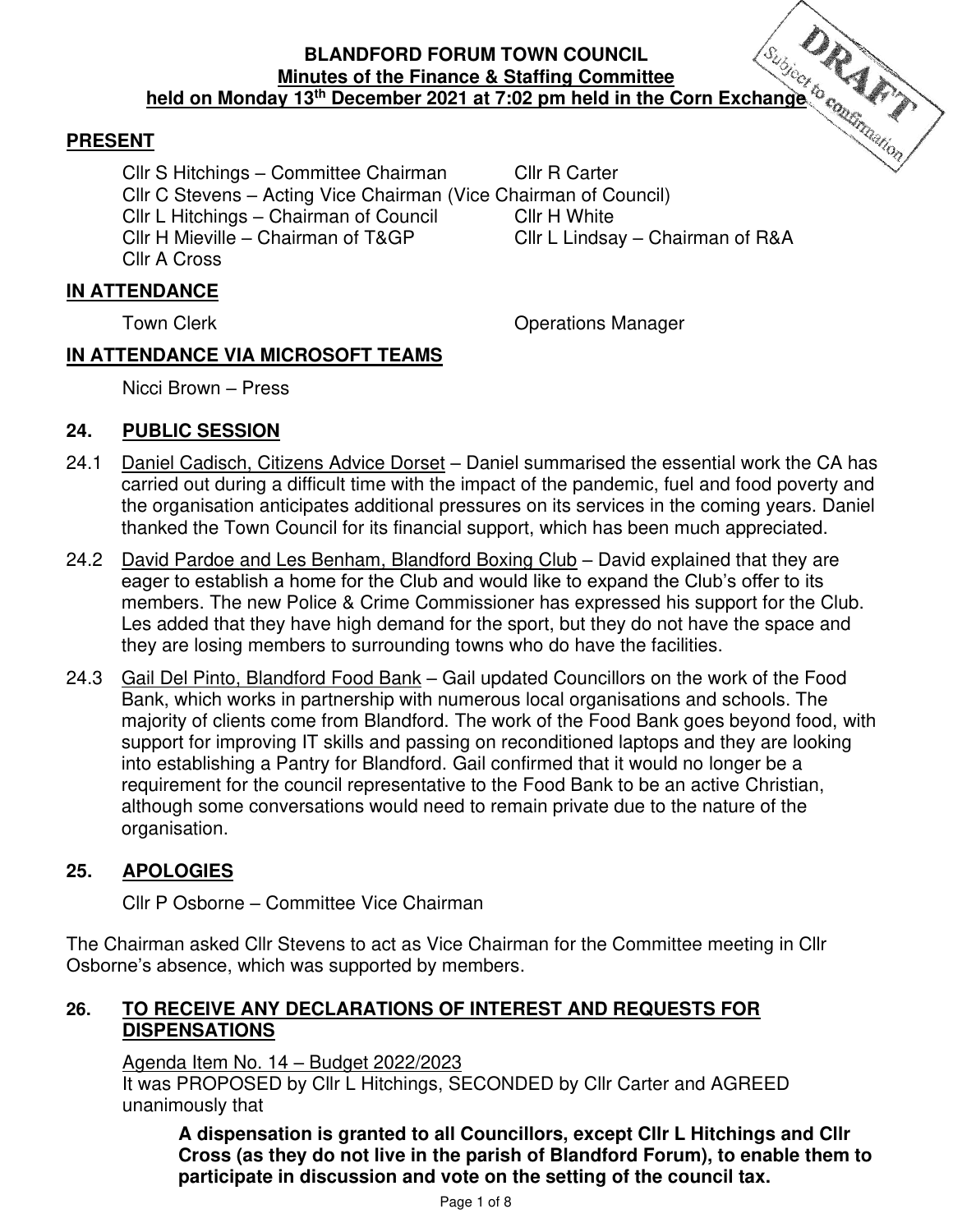# BLANDFORD FORUM TOWN COUNCIL
## Minutes of the Finance & Staffing Committee
### held on Monday 13th December 2021 at 7:02 pm held in the Corn Exchange

DRAFT Subject to confirmation

## PRESENT

Cllr S Hitchings – Committee Chairman
Cllr R Carter
Cllr C Stevens – Acting Vice Chairman (Vice Chairman of Council)
Cllr L Hitchings – Chairman of Council
Cllr H White
Cllr H Mieville – Chairman of T&GP
Cllr L Lindsay – Chairman of R&A
Cllr A Cross

## IN ATTENDANCE

Town Clerk
Operations Manager

## IN ATTENDANCE VIA MICROSOFT TEAMS

Nicci Brown – Press

## 24. PUBLIC SESSION

24.1 Daniel Cadisch, Citizens Advice Dorset – Daniel summarised the essential work the CA has carried out during a difficult time with the impact of the pandemic, fuel and food poverty and the organisation anticipates additional pressures on its services in the coming years. Daniel thanked the Town Council for its financial support, which has been much appreciated.

24.2 David Pardoe and Les Benham, Blandford Boxing Club – David explained that they are eager to establish a home for the Club and would like to expand the Club's offer to its members. The new Police & Crime Commissioner has expressed his support for the Club. Les added that they have high demand for the sport, but they do not have the space and they are losing members to surrounding towns who do have the facilities.

24.3 Gail Del Pinto, Blandford Food Bank – Gail updated Councillors on the work of the Food Bank, which works in partnership with numerous local organisations and schools. The majority of clients come from Blandford. The work of the Food Bank goes beyond food, with support for improving IT skills and passing on reconditioned laptops and they are looking into establishing a Pantry for Blandford. Gail confirmed that it would no longer be a requirement for the council representative to the Food Bank to be an active Christian, although some conversations would need to remain private due to the nature of the organisation.

## 25. APOLOGIES

Cllr P Osborne – Committee Vice Chairman

The Chairman asked Cllr Stevens to act as Vice Chairman for the Committee meeting in Cllr Osborne's absence, which was supported by members.

## 26. TO RECEIVE ANY DECLARATIONS OF INTEREST AND REQUESTS FOR DISPENSATIONS

Agenda Item No. 14 – Budget 2022/2023
It was PROPOSED by Cllr L Hitchings, SECONDED by Cllr Carter and AGREED unanimously that

**A dispensation is granted to all Councillors, except Cllr L Hitchings and Cllr Cross (as they do not live in the parish of Blandford Forum), to enable them to participate in discussion and vote on the setting of the council tax.**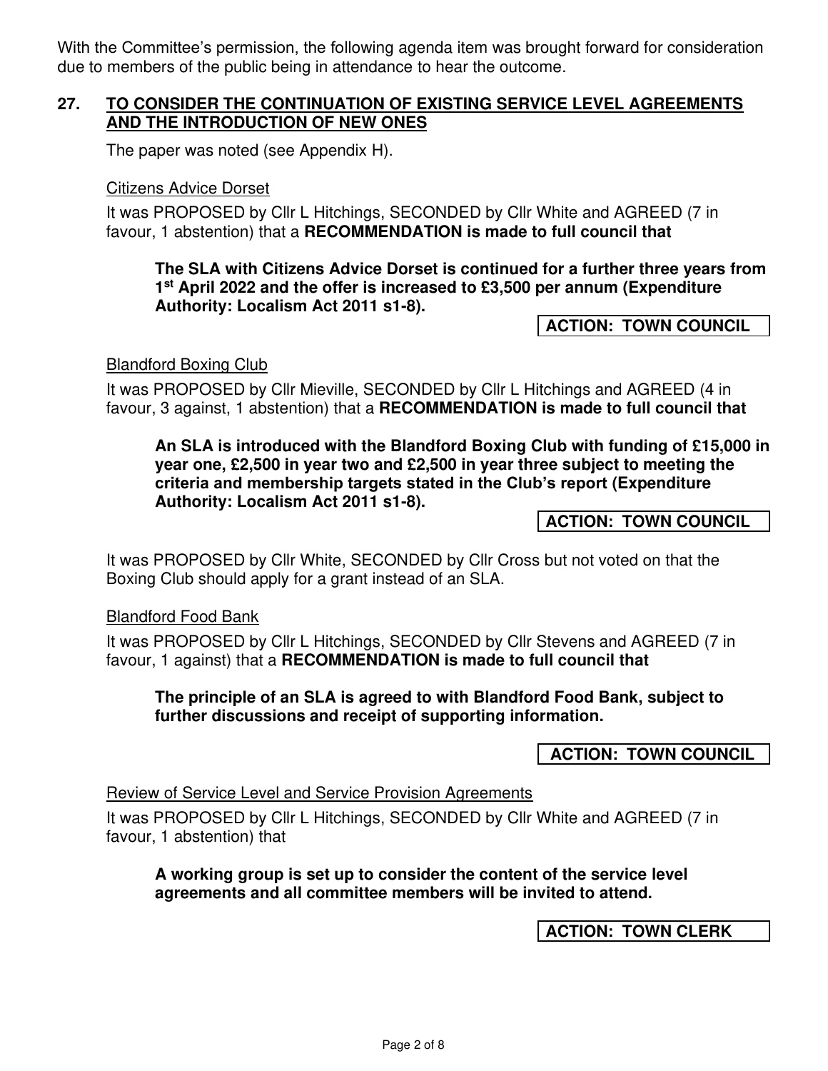With the Committee's permission, the following agenda item was brought forward for consideration due to members of the public being in attendance to hear the outcome.

## 27. TO CONSIDER THE CONTINUATION OF EXISTING SERVICE LEVEL AGREEMENTS AND THE INTRODUCTION OF NEW ONES

The paper was noted (see Appendix H).

Citizens Advice Dorset

It was PROPOSED by Cllr L Hitchings, SECONDED by Cllr White and AGREED (7 in favour, 1 abstention) that a **RECOMMENDATION is made to full council that**

> **The SLA with Citizens Advice Dorset is continued for a further three years from 1st April 2022 and the offer is increased to £3,500 per annum (Expenditure Authority: Localism Act 2011 s1-8).**

**ACTION: TOWN COUNCIL**

Blandford Boxing Club

It was PROPOSED by Cllr Mieville, SECONDED by Cllr L Hitchings and AGREED (4 in favour, 3 against, 1 abstention) that a **RECOMMENDATION is made to full council that**

> **An SLA is introduced with the Blandford Boxing Club with funding of £15,000 in year one, £2,500 in year two and £2,500 in year three subject to meeting the criteria and membership targets stated in the Club's report (Expenditure Authority: Localism Act 2011 s1-8).**

**ACTION: TOWN COUNCIL**

It was PROPOSED by Cllr White, SECONDED by Cllr Cross but not voted on that the Boxing Club should apply for a grant instead of an SLA.

Blandford Food Bank

It was PROPOSED by Cllr L Hitchings, SECONDED by Cllr Stevens and AGREED (7 in favour, 1 against) that a **RECOMMENDATION is made to full council that**

> **The principle of an SLA is agreed to with Blandford Food Bank, subject to further discussions and receipt of supporting information.**

**ACTION: TOWN COUNCIL**

Review of Service Level and Service Provision Agreements

It was PROPOSED by Cllr L Hitchings, SECONDED by Cllr White and AGREED (7 in favour, 1 abstention) that

> **A working group is set up to consider the content of the service level agreements and all committee members will be invited to attend.**

**ACTION: TOWN CLERK**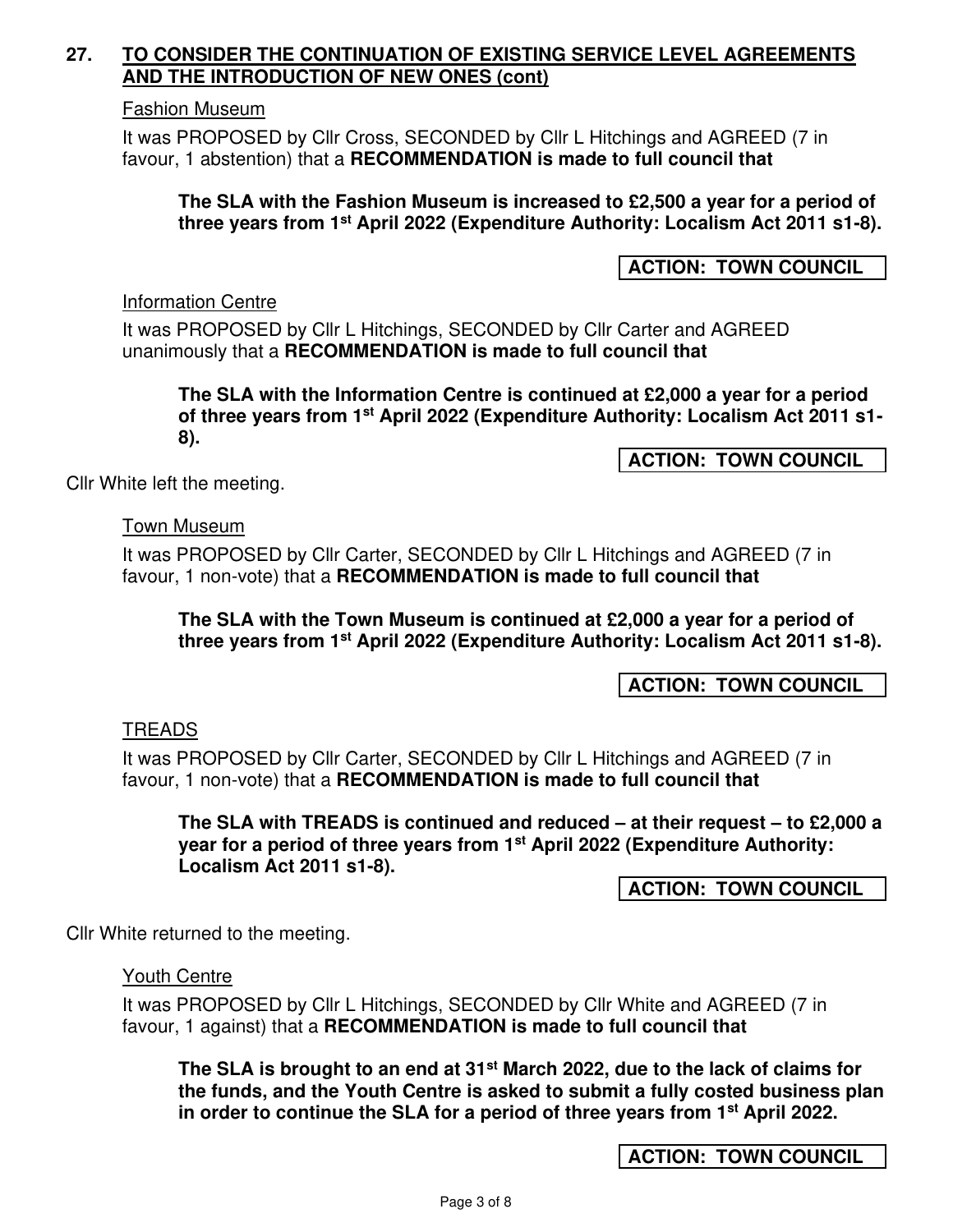## 27. TO CONSIDER THE CONTINUATION OF EXISTING SERVICE LEVEL AGREEMENTS AND THE INTRODUCTION OF NEW ONES (cont)

Fashion Museum

It was PROPOSED by Cllr Cross, SECONDED by Cllr L Hitchings and AGREED (7 in favour, 1 abstention) that a **RECOMMENDATION is made to full council that**

> **The SLA with the Fashion Museum is increased to £2,500 a year for a period of three years from 1st April 2022 (Expenditure Authority: Localism Act 2011 s1-8).**

**ACTION: TOWN COUNCIL**

Information Centre

It was PROPOSED by Cllr L Hitchings, SECONDED by Cllr Carter and AGREED unanimously that a **RECOMMENDATION is made to full council that**

> **The SLA with the Information Centre is continued at £2,000 a year for a period of three years from 1st April 2022 (Expenditure Authority: Localism Act 2011 s1-8).**

**ACTION: TOWN COUNCIL**

Cllr White left the meeting.

Town Museum

It was PROPOSED by Cllr Carter, SECONDED by Cllr L Hitchings and AGREED (7 in favour, 1 non-vote) that a **RECOMMENDATION is made to full council that**

> **The SLA with the Town Museum is continued at £2,000 a year for a period of three years from 1st April 2022 (Expenditure Authority: Localism Act 2011 s1-8).**

**ACTION: TOWN COUNCIL**

TREADS

It was PROPOSED by Cllr Carter, SECONDED by Cllr L Hitchings and AGREED (7 in favour, 1 non-vote) that a **RECOMMENDATION is made to full council that**

> **The SLA with TREADS is continued and reduced – at their request – to £2,000 a year for a period of three years from 1st April 2022 (Expenditure Authority: Localism Act 2011 s1-8).**

**ACTION: TOWN COUNCIL**

Cllr White returned to the meeting.

Youth Centre

It was PROPOSED by Cllr L Hitchings, SECONDED by Cllr White and AGREED (7 in favour, 1 against) that a **RECOMMENDATION is made to full council that**

> **The SLA is brought to an end at 31st March 2022, due to the lack of claims for the funds, and the Youth Centre is asked to submit a fully costed business plan in order to continue the SLA for a period of three years from 1st April 2022.**

**ACTION: TOWN COUNCIL**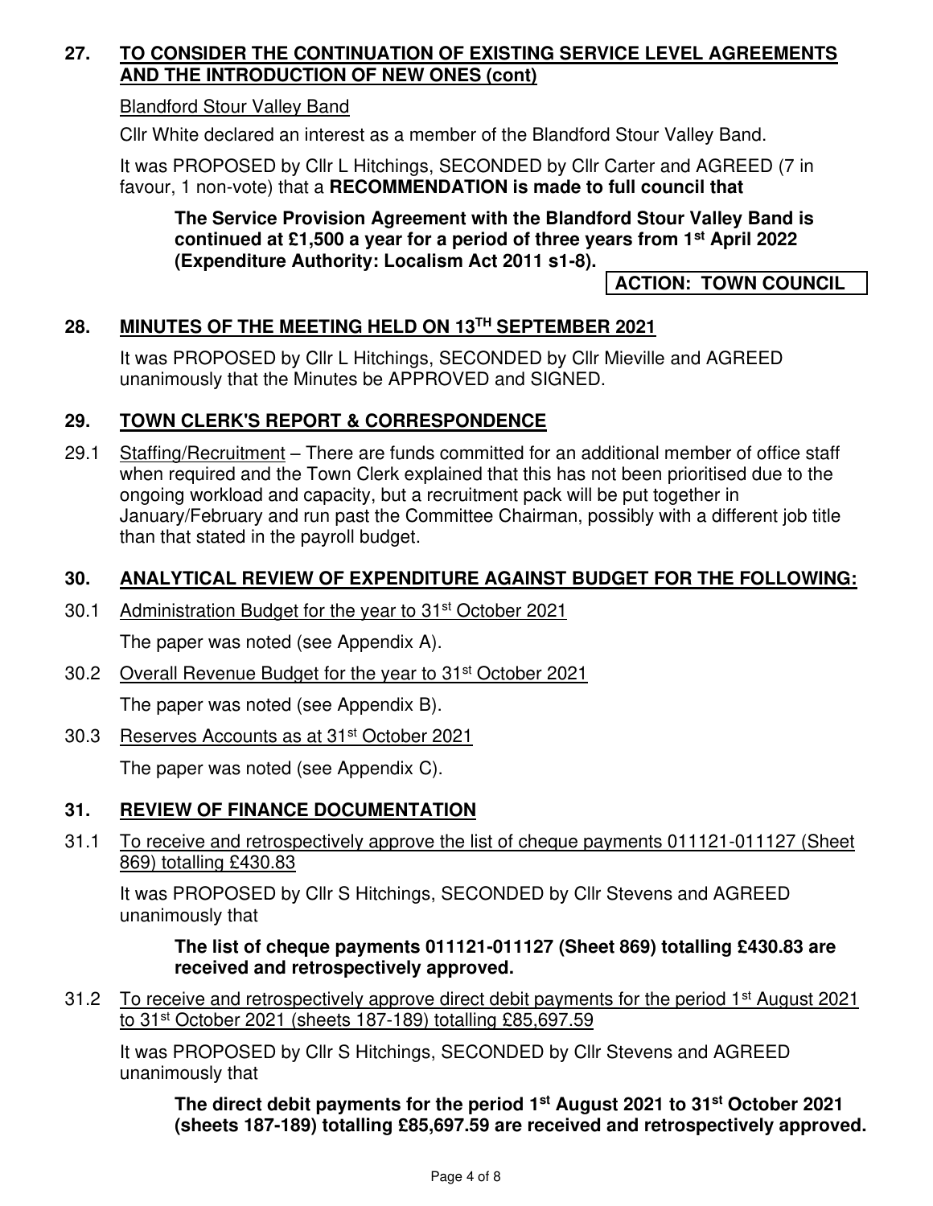## 27. TO CONSIDER THE CONTINUATION OF EXISTING SERVICE LEVEL AGREEMENTS AND THE INTRODUCTION OF NEW ONES (cont)

Blandford Stour Valley Band

Cllr White declared an interest as a member of the Blandford Stour Valley Band.

It was PROPOSED by Cllr L Hitchings, SECONDED by Cllr Carter and AGREED (7 in favour, 1 non-vote) that a **RECOMMENDATION is made to full council that**

> **The Service Provision Agreement with the Blandford Stour Valley Band is continued at £1,500 a year for a period of three years from 1st April 2022 (Expenditure Authority: Localism Act 2011 s1-8).**

**ACTION: TOWN COUNCIL**

## 28. MINUTES OF THE MEETING HELD ON 13TH SEPTEMBER 2021

It was PROPOSED by Cllr L Hitchings, SECONDED by Cllr Mieville and AGREED unanimously that the Minutes be APPROVED and SIGNED.

## 29. TOWN CLERK'S REPORT & CORRESPONDENCE

29.1 Staffing/Recruitment – There are funds committed for an additional member of office staff when required and the Town Clerk explained that this has not been prioritised due to the ongoing workload and capacity, but a recruitment pack will be put together in January/February and run past the Committee Chairman, possibly with a different job title than that stated in the payroll budget.

## 30. ANALYTICAL REVIEW OF EXPENDITURE AGAINST BUDGET FOR THE FOLLOWING:

30.1 Administration Budget for the year to 31st October 2021

The paper was noted (see Appendix A).

30.2 Overall Revenue Budget for the year to 31st October 2021

The paper was noted (see Appendix B).

30.3 Reserves Accounts as at 31st October 2021

The paper was noted (see Appendix C).

## 31. REVIEW OF FINANCE DOCUMENTATION

31.1 To receive and retrospectively approve the list of cheque payments 011121-011127 (Sheet 869) totalling £430.83

It was PROPOSED by Cllr S Hitchings, SECONDED by Cllr Stevens and AGREED unanimously that

> **The list of cheque payments 011121-011127 (Sheet 869) totalling £430.83 are received and retrospectively approved.**

31.2 To receive and retrospectively approve direct debit payments for the period 1st August 2021 to 31st October 2021 (sheets 187-189) totalling £85,697.59

It was PROPOSED by Cllr S Hitchings, SECONDED by Cllr Stevens and AGREED unanimously that

> **The direct debit payments for the period 1st August 2021 to 31st October 2021 (sheets 187-189) totalling £85,697.59 are received and retrospectively approved.**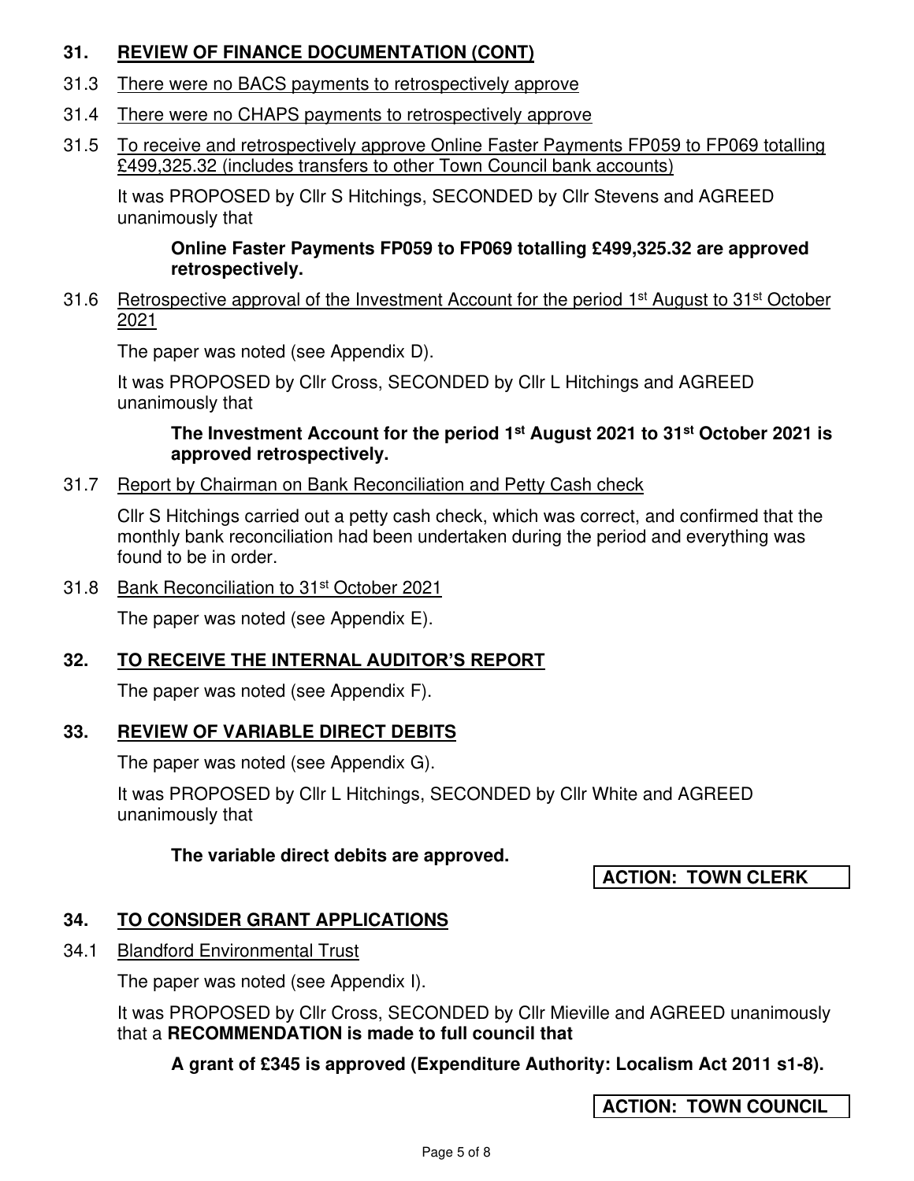## 31. REVIEW OF FINANCE DOCUMENTATION (CONT)

31.3 There were no BACS payments to retrospectively approve

31.4 There were no CHAPS payments to retrospectively approve

31.5 To receive and retrospectively approve Online Faster Payments FP059 to FP069 totalling £499,325.32 (includes transfers to other Town Council bank accounts)

It was PROPOSED by Cllr S Hitchings, SECONDED by Cllr Stevens and AGREED unanimously that

> **Online Faster Payments FP059 to FP069 totalling £499,325.32 are approved retrospectively.**

31.6 Retrospective approval of the Investment Account for the period 1st August to 31st October 2021

The paper was noted (see Appendix D).

It was PROPOSED by Cllr Cross, SECONDED by Cllr L Hitchings and AGREED unanimously that

> **The Investment Account for the period 1st August 2021 to 31st October 2021 is approved retrospectively.**

31.7 Report by Chairman on Bank Reconciliation and Petty Cash check

Cllr S Hitchings carried out a petty cash check, which was correct, and confirmed that the monthly bank reconciliation had been undertaken during the period and everything was found to be in order.

31.8 Bank Reconciliation to 31st October 2021

The paper was noted (see Appendix E).

## 32. TO RECEIVE THE INTERNAL AUDITOR'S REPORT

The paper was noted (see Appendix F).

## 33. REVIEW OF VARIABLE DIRECT DEBITS

The paper was noted (see Appendix G).

It was PROPOSED by Cllr L Hitchings, SECONDED by Cllr White and AGREED unanimously that

> **The variable direct debits are approved.**

**ACTION: TOWN CLERK**

## 34. TO CONSIDER GRANT APPLICATIONS

34.1 Blandford Environmental Trust

The paper was noted (see Appendix I).

It was PROPOSED by Cllr Cross, SECONDED by Cllr Mieville and AGREED unanimously that a **RECOMMENDATION is made to full council that**

> **A grant of £345 is approved (Expenditure Authority: Localism Act 2011 s1-8).**

**ACTION: TOWN COUNCIL**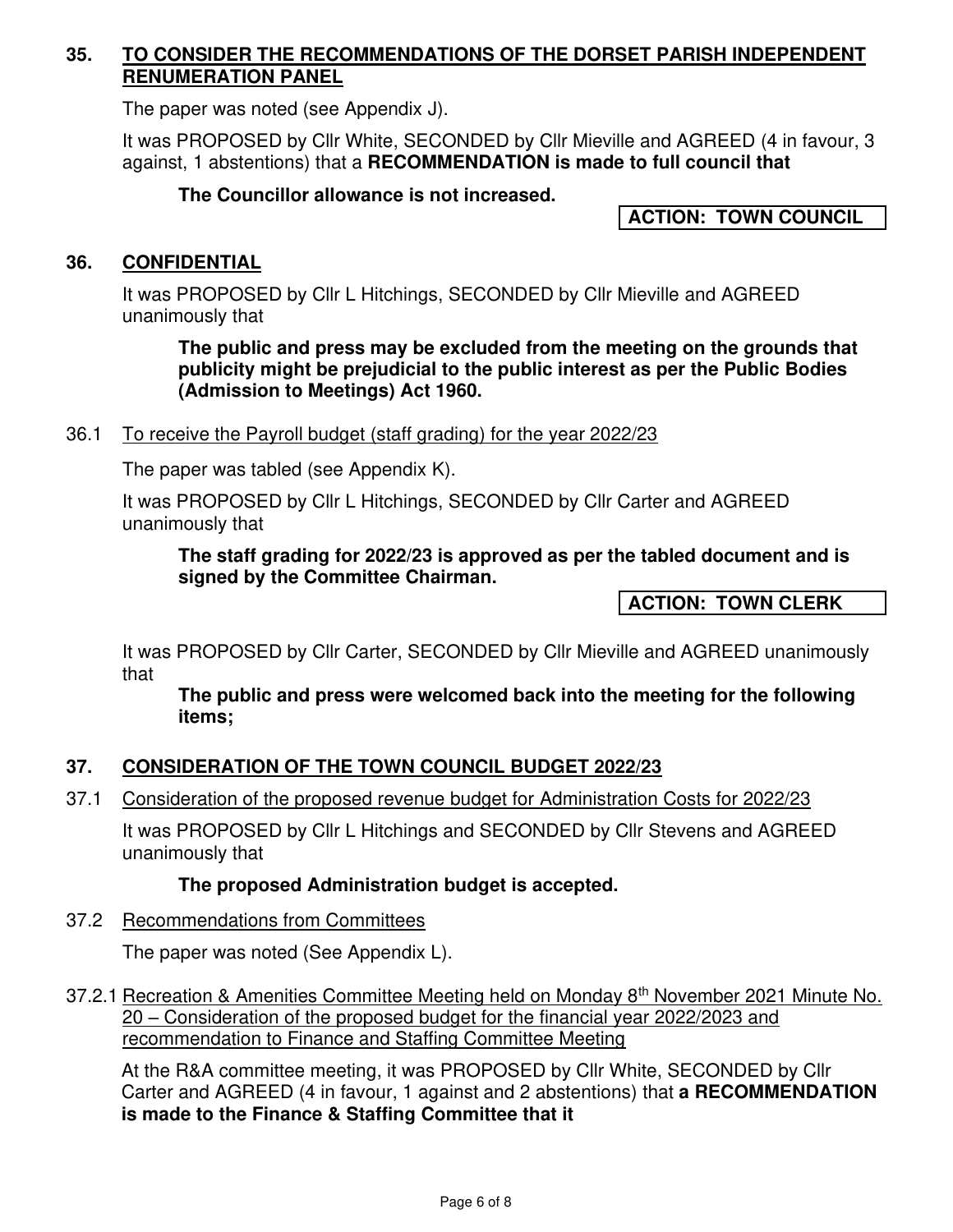## 35. TO CONSIDER THE RECOMMENDATIONS OF THE DORSET PARISH INDEPENDENT RENUMERATION PANEL

The paper was noted (see Appendix J).

It was PROPOSED by Cllr White, SECONDED by Cllr Mieville and AGREED (4 in favour, 3 against, 1 abstentions) that a **RECOMMENDATION is made to full council that**

**The Councillor allowance is not increased.**

**ACTION: TOWN COUNCIL**

## 36. CONFIDENTIAL

It was PROPOSED by Cllr L Hitchings, SECONDED by Cllr Mieville and AGREED unanimously that

**The public and press may be excluded from the meeting on the grounds that publicity might be prejudicial to the public interest as per the Public Bodies (Admission to Meetings) Act 1960.**

### 36.1 To receive the Payroll budget (staff grading) for the year 2022/23

The paper was tabled (see Appendix K).

It was PROPOSED by Cllr L Hitchings, SECONDED by Cllr Carter and AGREED unanimously that

**The staff grading for 2022/23 is approved as per the tabled document and is signed by the Committee Chairman.**

**ACTION: TOWN CLERK**

It was PROPOSED by Cllr Carter, SECONDED by Cllr Mieville and AGREED unanimously that

**The public and press were welcomed back into the meeting for the following items;**

## 37. CONSIDERATION OF THE TOWN COUNCIL BUDGET 2022/23

### 37.1 Consideration of the proposed revenue budget for Administration Costs for 2022/23

It was PROPOSED by Cllr L Hitchings and SECONDED by Cllr Stevens and AGREED unanimously that

**The proposed Administration budget is accepted.**

### 37.2 Recommendations from Committees

The paper was noted (See Appendix L).

#### 37.2.1 Recreation & Amenities Committee Meeting held on Monday 8th November 2021 Minute No. 20 – Consideration of the proposed budget for the financial year 2022/2023 and recommendation to Finance and Staffing Committee Meeting

At the R&A committee meeting, it was PROPOSED by Cllr White, SECONDED by Cllr Carter and AGREED (4 in favour, 1 against and 2 abstentions) that **a RECOMMENDATION is made to the Finance & Staffing Committee that it**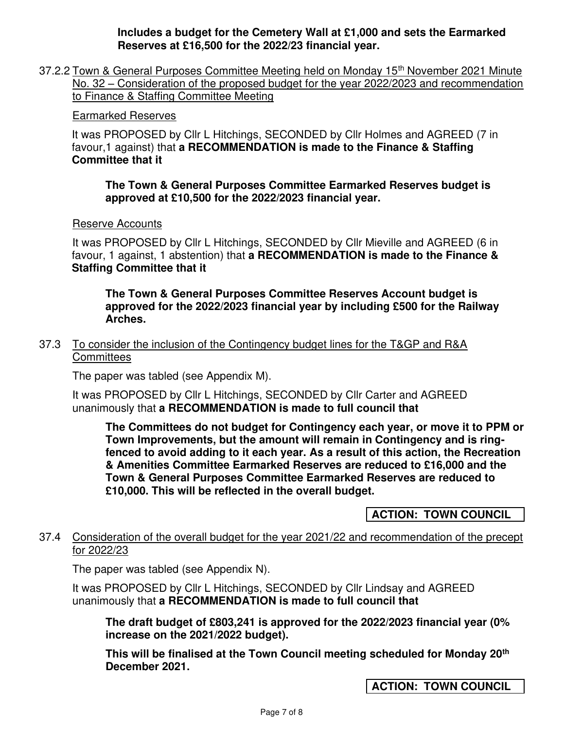**Includes a budget for the Cemetery Wall at £1,000 and sets the Earmarked Reserves at £16,500 for the 2022/23 financial year.**

37.2.2 Town & General Purposes Committee Meeting held on Monday 15th November 2021 Minute No. 32 – Consideration of the proposed budget for the year 2022/2023 and recommendation to Finance & Staffing Committee Meeting

Earmarked Reserves

It was PROPOSED by Cllr L Hitchings, SECONDED by Cllr Holmes and AGREED (7 in favour,1 against) that **a RECOMMENDATION is made to the Finance & Staffing Committee that it**

> **The Town & General Purposes Committee Earmarked Reserves budget is approved at £10,500 for the 2022/2023 financial year.**

Reserve Accounts

It was PROPOSED by Cllr L Hitchings, SECONDED by Cllr Mieville and AGREED (6 in favour, 1 against, 1 abstention) that **a RECOMMENDATION is made to the Finance & Staffing Committee that it**

> **The Town & General Purposes Committee Reserves Account budget is approved for the 2022/2023 financial year by including £500 for the Railway Arches.**

37.3 To consider the inclusion of the Contingency budget lines for the T&GP and R&A Committees

The paper was tabled (see Appendix M).

It was PROPOSED by Cllr L Hitchings, SECONDED by Cllr Carter and AGREED unanimously that **a RECOMMENDATION is made to full council that**

> **The Committees do not budget for Contingency each year, or move it to PPM or Town Improvements, but the amount will remain in Contingency and is ring-fenced to avoid adding to it each year. As a result of this action, the Recreation & Amenities Committee Earmarked Reserves are reduced to £16,000 and the Town & General Purposes Committee Earmarked Reserves are reduced to £10,000. This will be reflected in the overall budget.**

**ACTION: TOWN COUNCIL**

37.4 Consideration of the overall budget for the year 2021/22 and recommendation of the precept for 2022/23

The paper was tabled (see Appendix N).

It was PROPOSED by Cllr L Hitchings, SECONDED by Cllr Lindsay and AGREED unanimously that **a RECOMMENDATION is made to full council that**

> **The draft budget of £803,241 is approved for the 2022/2023 financial year (0% increase on the 2021/2022 budget).**
>
> **This will be finalised at the Town Council meeting scheduled for Monday 20th December 2021.**

**ACTION: TOWN COUNCIL**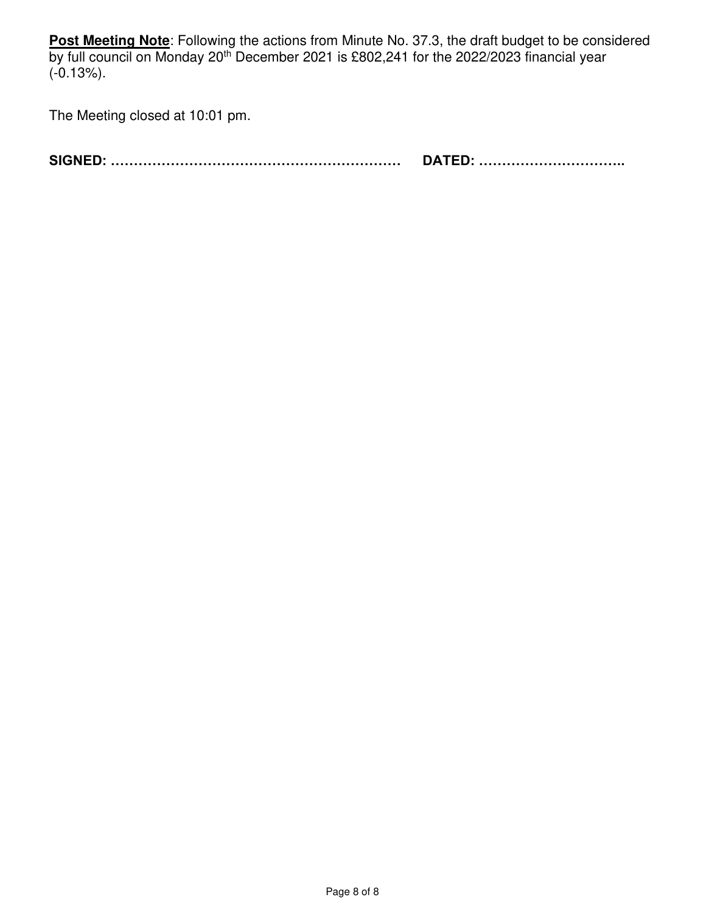**Post Meeting Note**: Following the actions from Minute No. 37.3, the draft budget to be considered by full council on Monday 20th December 2021 is £802,241 for the 2022/2023 financial year (-0.13%).

The Meeting closed at 10:01 pm.

**SIGNED: ………………………………………………………  DATED: …………………………..**